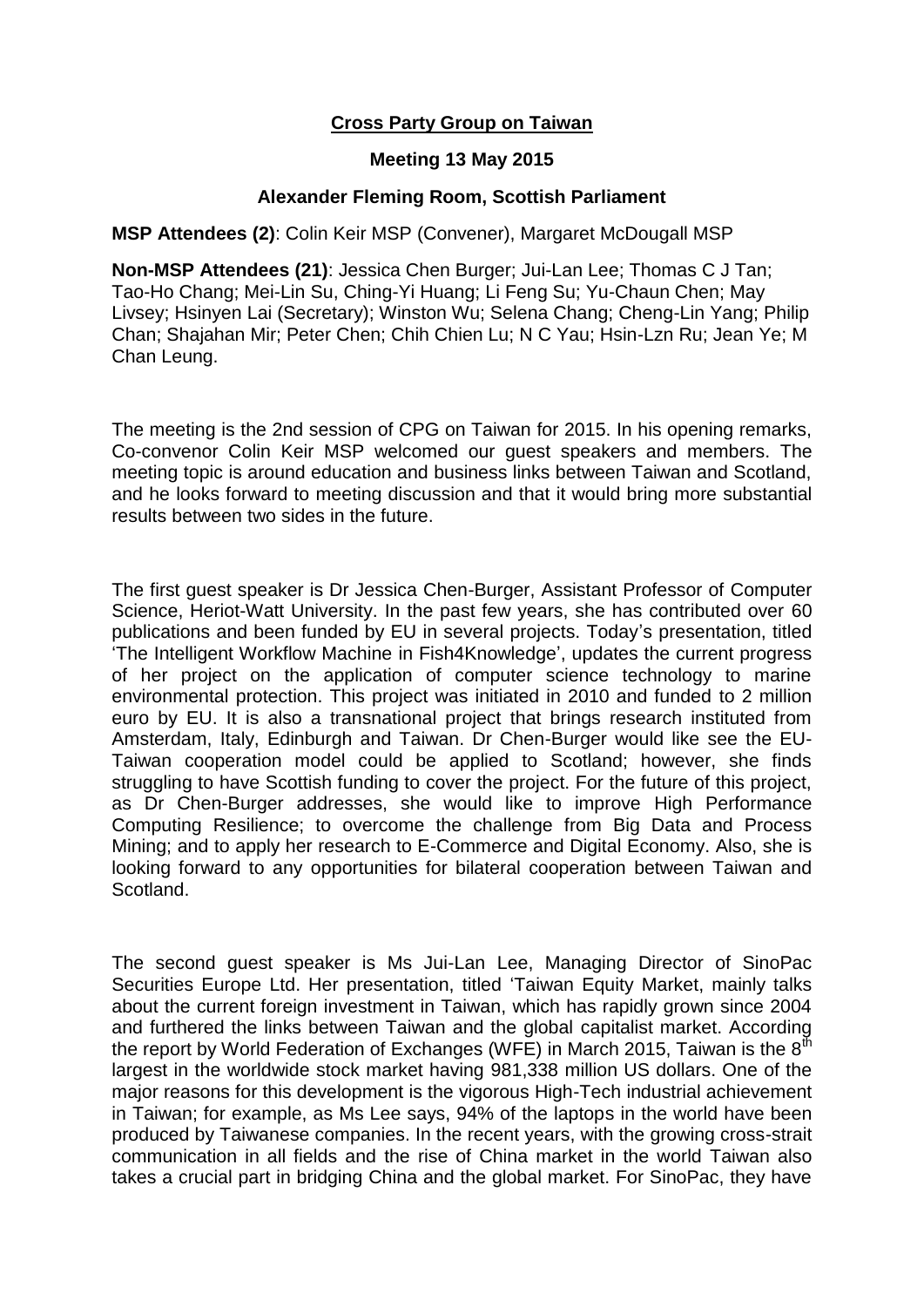**Cross Party Group on Taiwan**

**Meeting 13 May 2015**

**Alexander Fleming Room, Scottish Parliament**

**MSP Attendees (2)**: Colin Keir MSP (Convener), Margaret McDougall MSP

**Non-MSP Attendees (21)**: Jessica Chen Burger; Jui-Lan Lee; Thomas C J Tan; Tao-Ho Chang; Mei-Lin Su, Ching-Yi Huang; Li Feng Su; Yu-Chaun Chen; May Livsey; Hsinyen Lai (Secretary); Winston Wu; Selena Chang; Cheng-Lin Yang; Philip Chan; Shajahan Mir; Peter Chen; Chih Chien Lu; N C Yau; Hsin-Lzn Ru; Jean Ye; M Chan Leung.

The meeting is the 2nd session of CPG on Taiwan for 2015. In his opening remarks, Co-convenor Colin Keir MSP welcomed our guest speakers and members. The meeting topic is around education and business links between Taiwan and Scotland, and he looks forward to meeting discussion and that it would bring more substantial results between two sides in the future.

The first guest speaker is Dr Jessica Chen-Burger, Assistant Professor of Computer Science, Heriot-Watt University. In the past few years, she has contributed over 60 publications and been funded by EU in several projects. Today's presentation, titled 'The Intelligent Workflow Machine in Fish4Knowledge', updates the current progress of her project on the application of computer science technology to marine environmental protection. This project was initiated in 2010 and funded to 2 million euro by EU. It is also a transnational project that brings research instituted from Amsterdam, Italy, Edinburgh and Taiwan. Dr Chen-Burger would like see the EU-Taiwan cooperation model could be applied to Scotland; however, she finds struggling to have Scottish funding to cover the project. For the future of this project, as Dr Chen-Burger addresses, she would like to improve High Performance Computing Resilience; to overcome the challenge from Big Data and Process Mining; and to apply her research to E-Commerce and Digital Economy. Also, she is looking forward to any opportunities for bilateral cooperation between Taiwan and Scotland.

The second guest speaker is Ms Jui-Lan Lee, Managing Director of SinoPac Securities Europe Ltd. Her presentation, titled 'Taiwan Equity Market, mainly talks about the current foreign investment in Taiwan, which has rapidly grown since 2004 and furthered the links between Taiwan and the global capitalist market. According the report by World Federation of Exchanges (WFE) in March 2015, Taiwan is the 8th largest in the worldwide stock market having 981,338 million US dollars. One of the major reasons for this development is the vigorous High-Tech industrial achievement in Taiwan; for example, as Ms Lee says, 94% of the laptops in the world have been produced by Taiwanese companies. In the recent years, with the growing cross-strait communication in all fields and the rise of China market in the world Taiwan also takes a crucial part in bridging China and the global market. For SinoPac, they have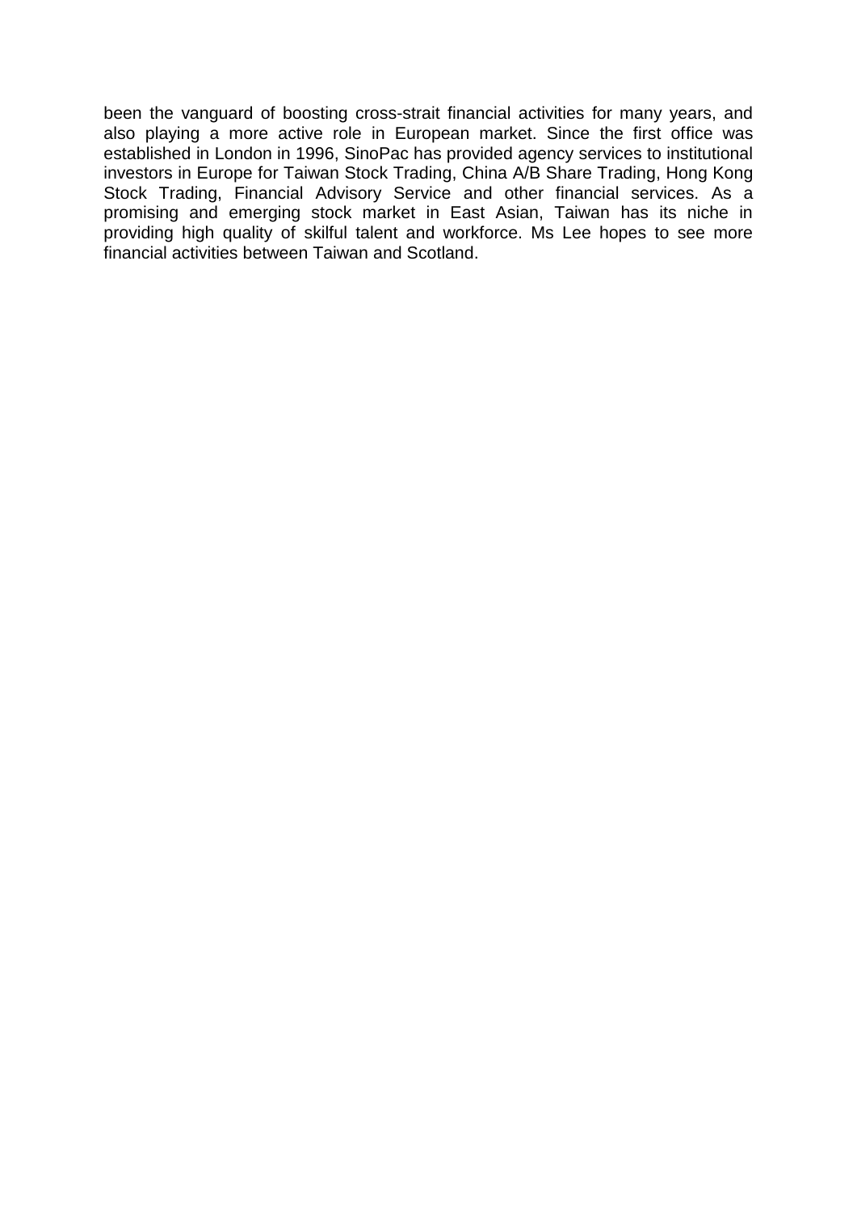been the vanguard of boosting cross-strait financial activities for many years, and also playing a more active role in European market. Since the first office was established in London in 1996, SinoPac has provided agency services to institutional investors in Europe for Taiwan Stock Trading, China A/B Share Trading, Hong Kong Stock Trading, Financial Advisory Service and other financial services. As a promising and emerging stock market in East Asian, Taiwan has its niche in providing high quality of skilful talent and workforce. Ms Lee hopes to see more financial activities between Taiwan and Scotland.